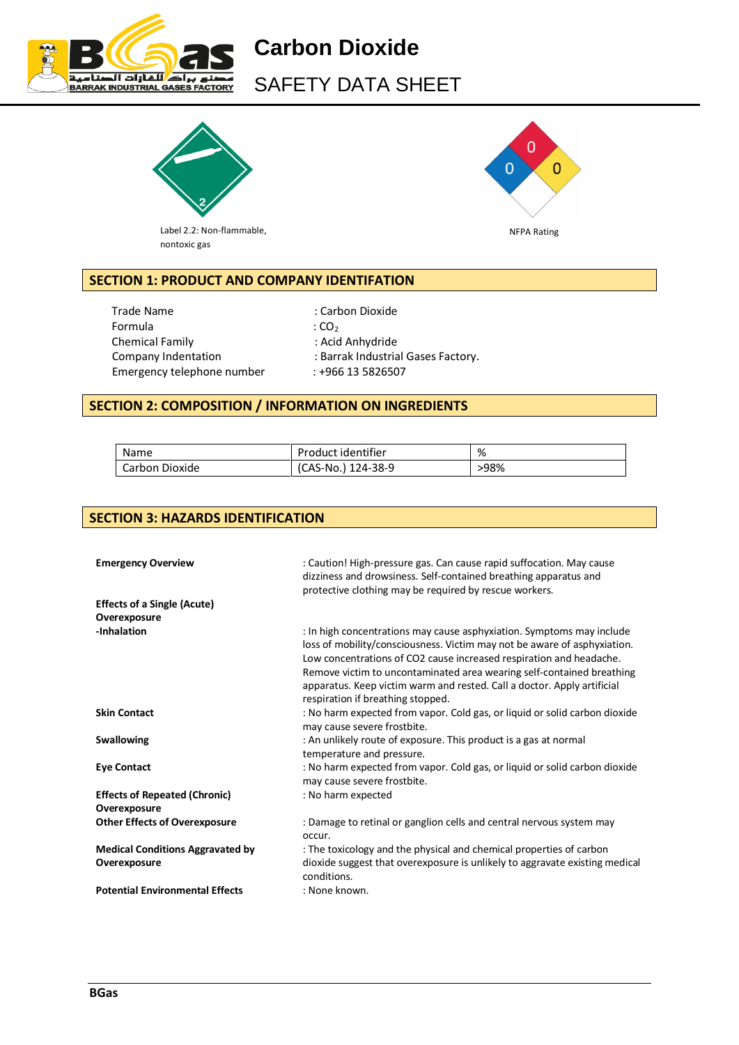# Carbon Dioxide

## SAFETY DATA SHEET

Label 2.2: Non-flammable, nontoxic gas

NFPA Rating

## SECTION 1: PRODUCT AND COMPANY IDENTIFATION

| | |
|---|---|
| Trade Name | : Carbon Dioxide |
| Formula | : $CO_2$ |
| Chemical Family | : Acid Anhydride |
| Company Indentation | : Barrak Industrial Gases Factory. |
| Emergency telephone number | : +966 13 5826507 |

## SECTION 2: COMPOSITION / INFORMATION ON INGREDIENTS

| Name | Product identifier | % |
|---|---|---|
| Carbon Dioxide | (CAS-No.) 124-38-9 | >98% |

## SECTION 3: HAZARDS IDENTIFICATION

**Emergency Overview** : Caution! High-pressure gas. Can cause rapid suffocation. May cause dizziness and drowsiness. Self-contained breathing apparatus and protective clothing may be required by rescue workers.

**Effects of a Single (Acute) Overexposure**

**-Inhalation** : In high concentrations may cause asphyxiation. Symptoms may include loss of mobility/consciousness. Victim may not be aware of asphyxiation. Low concentrations of CO2 cause increased respiration and headache. Remove victim to uncontaminated area wearing self-contained breathing apparatus. Keep victim warm and rested. Call a doctor. Apply artificial respiration if breathing stopped.

**Skin Contact** : No harm expected from vapor. Cold gas, or liquid or solid carbon dioxide may cause severe frostbite.

**Swallowing** : An unlikely route of exposure. This product is a gas at normal temperature and pressure.

**Eye Contact** : No harm expected from vapor. Cold gas, or liquid or solid carbon dioxide may cause severe frostbite.

**Effects of Repeated (Chronic) Overexposure** : No harm expected

**Other Effects of Overexposure** : Damage to retinal or ganglion cells and central nervous system may occur.

**Medical Conditions Aggravated by Overexposure** : The toxicology and the physical and chemical properties of carbon dioxide suggest that overexposure is unlikely to aggravate existing medical conditions.

**Potential Environmental Effects** : None known.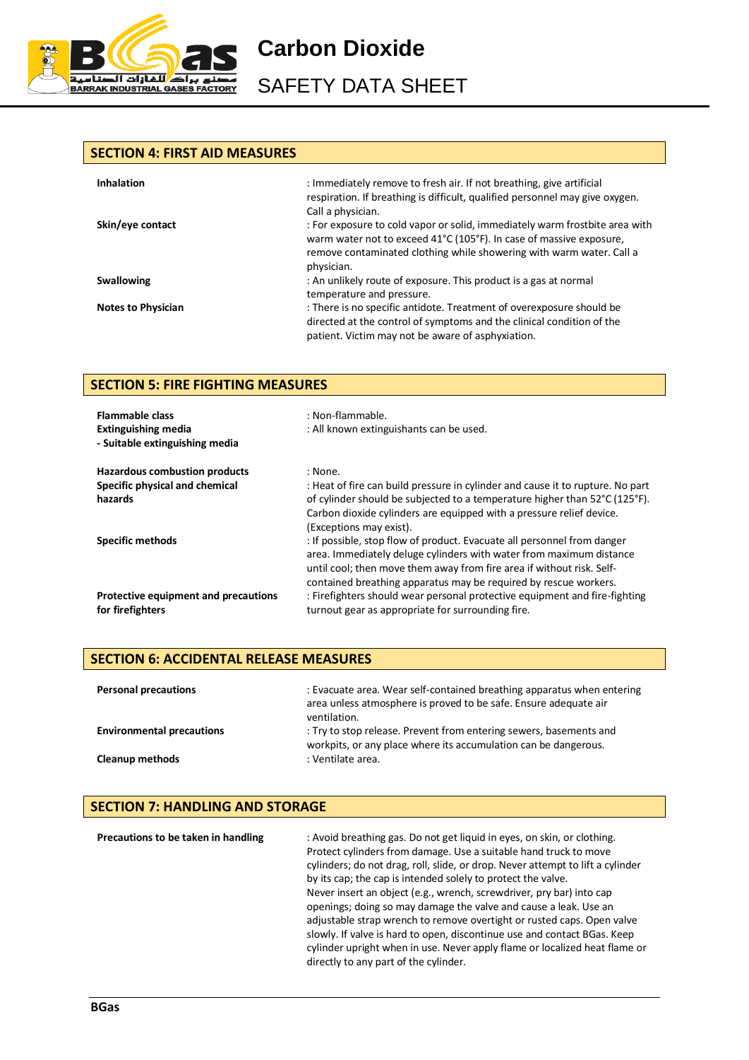## SECTION 4: FIRST AID MEASURES

| | |
|---|---|
| **Inhalation** | : Immediately remove to fresh air. If not breathing, give artificial respiration. If breathing is difficult, qualified personnel may give oxygen. Call a physician. |
| **Skin/eye contact** | : For exposure to cold vapor or solid, immediately warm frostbite area with warm water not to exceed 41°C (105°F). In case of massive exposure, remove contaminated clothing while showering with warm water. Call a physician. |
| **Swallowing** | : An unlikely route of exposure. This product is a gas at normal temperature and pressure. |
| **Notes to Physician** | : There is no specific antidote. Treatment of overexposure should be directed at the control of symptoms and the clinical condition of the patient. Victim may not be aware of asphyxiation. |

## SECTION 5: FIRE FIGHTING MEASURES

| | |
|---|---|
| **Flammable class** | : Non-flammable. |
| **Extinguishing media**<br>**- Suitable extinguishing media** | : All known extinguishants can be used. |
| **Hazardous combustion products** | : None. |
| **Specific physical and chemical hazards** | : Heat of fire can build pressure in cylinder and cause it to rupture. No part of cylinder should be subjected to a temperature higher than 52°C (125°F). Carbon dioxide cylinders are equipped with a pressure relief device. (Exceptions may exist). |
| **Specific methods** | : If possible, stop flow of product. Evacuate all personnel from danger area. Immediately deluge cylinders with water from maximum distance until cool; then move them away from fire area if without risk. Self-contained breathing apparatus may be required by rescue workers. |
| **Protective equipment and precautions for firefighters** | : Firefighters should wear personal protective equipment and fire-fighting turnout gear as appropriate for surrounding fire. |

## SECTION 6: ACCIDENTAL RELEASE MEASURES

| | |
|---|---|
| **Personal precautions** | : Evacuate area. Wear self-contained breathing apparatus when entering area unless atmosphere is proved to be safe. Ensure adequate air ventilation. |
| **Environmental precautions** | : Try to stop release. Prevent from entering sewers, basements and workpits, or any place where its accumulation can be dangerous. |
| **Cleanup methods** | : Ventilate area. |

## SECTION 7: HANDLING AND STORAGE

| | |
|---|---|
| **Precautions to be taken in handling** | : Avoid breathing gas. Do not get liquid in eyes, on skin, or clothing. Protect cylinders from damage. Use a suitable hand truck to move cylinders; do not drag, roll, slide, or drop. Never attempt to lift a cylinder by its cap; the cap is intended solely to protect the valve. Never insert an object (e.g., wrench, screwdriver, pry bar) into cap openings; doing so may damage the valve and cause a leak. Use an adjustable strap wrench to remove overtight or rusted caps. Open valve slowly. If valve is hard to open, discontinue use and contact BGas. Keep cylinder upright when in use. Never apply flame or localized heat flame or directly to any part of the cylinder. |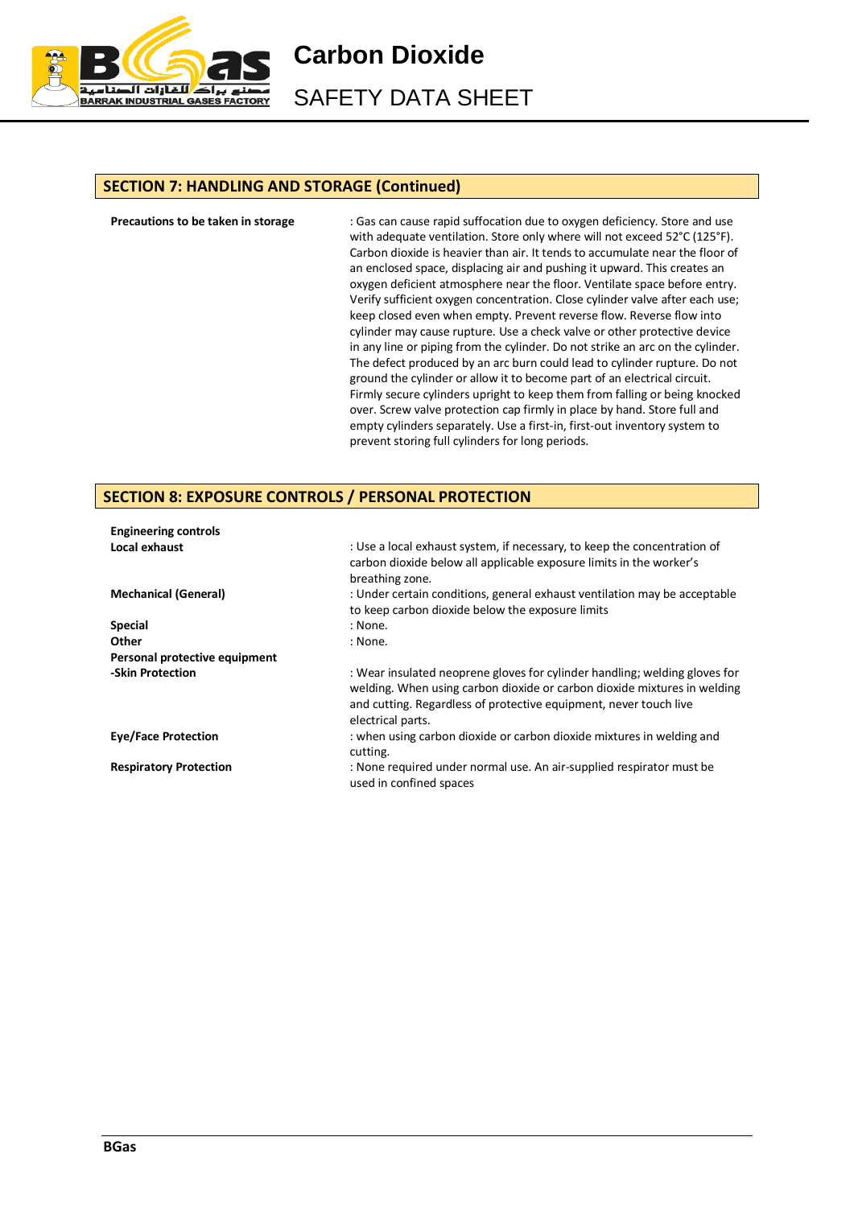## SECTION 7: HANDLING AND STORAGE (Continued)

**Precautions to be taken in storage** : Gas can cause rapid suffocation due to oxygen deficiency. Store and use with adequate ventilation. Store only where will not exceed 52°C (125°F). Carbon dioxide is heavier than air. It tends to accumulate near the floor of an enclosed space, displacing air and pushing it upward. This creates an oxygen deficient atmosphere near the floor. Ventilate space before entry. Verify sufficient oxygen concentration. Close cylinder valve after each use; keep closed even when empty. Prevent reverse flow. Reverse flow into cylinder may cause rupture. Use a check valve or other protective device in any line or piping from the cylinder. Do not strike an arc on the cylinder. The defect produced by an arc burn could lead to cylinder rupture. Do not ground the cylinder or allow it to become part of an electrical circuit. Firmly secure cylinders upright to keep them from falling or being knocked over. Screw valve protection cap firmly in place by hand. Store full and empty cylinders separately. Use a first-in, first-out inventory system to prevent storing full cylinders for long periods.

## SECTION 8: EXPOSURE CONTROLS / PERSONAL PROTECTION

**Engineering controls**

**Local exhaust** : Use a local exhaust system, if necessary, to keep the concentration of carbon dioxide below all applicable exposure limits in the worker's breathing zone.

**Mechanical (General)** : Under certain conditions, general exhaust ventilation may be acceptable to keep carbon dioxide below the exposure limits

**Special** : None.

**Other** : None.

**Personal protective equipment**

**-Skin Protection** : Wear insulated neoprene gloves for cylinder handling; welding gloves for welding. When using carbon dioxide or carbon dioxide mixtures in welding and cutting. Regardless of protective equipment, never touch live electrical parts.

**Eye/Face Protection** : when using carbon dioxide or carbon dioxide mixtures in welding and cutting.

**Respiratory Protection** : None required under normal use. An air-supplied respirator must be used in confined spaces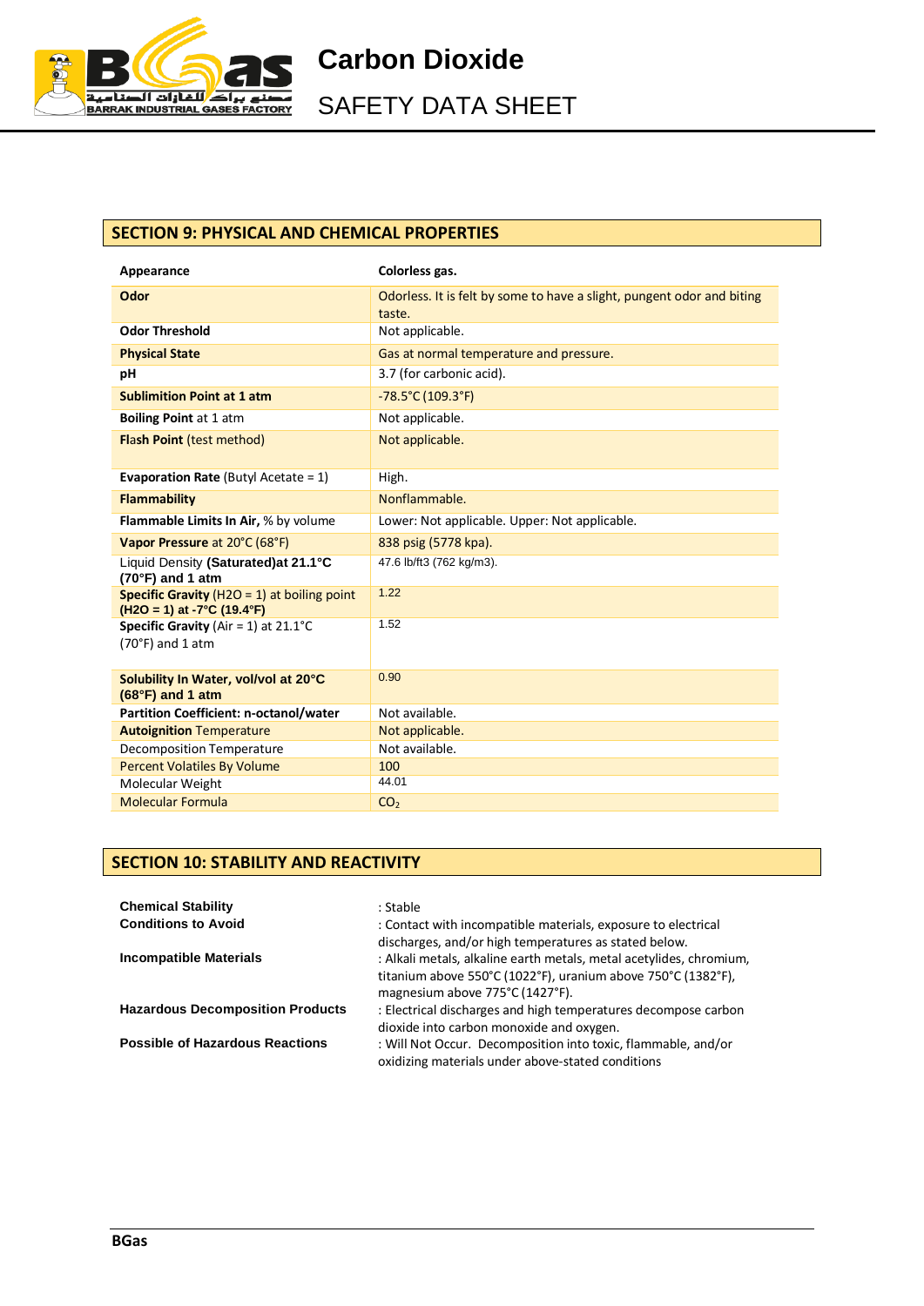## SECTION 9: PHYSICAL AND CHEMICAL PROPERTIES

| Property | Value |
|---|---|
| **Appearance** | **Colorless gas.** |
| **Odor** | Odorless. It is felt by some to have a slight, pungent odor and biting taste. |
| **Odor Threshold** | Not applicable. |
| **Physical State** | Gas at normal temperature and pressure. |
| **pH** | 3.7 (for carbonic acid). |
| **Sublimition Point at 1 atm** | -78.5°C (109.3°F) |
| **Boiling Point** at 1 atm | Not applicable. |
| **Flash Point** (test method) | Not applicable. |
| **Evaporation Rate** (Butyl Acetate = 1) | High. |
| **Flammability** | Nonflammable. |
| **Flammable Limits In Air,** % by volume | Lower: Not applicable. Upper: Not applicable. |
| **Vapor Pressure** at 20°C (68°F) | 838 psig (5778 kpa). |
| Liquid Density **(Saturated)at 21.1°C (70°F) and 1 atm** | 47.6 lb/ft3 (762 kg/m3). |
| **Specific Gravity** (H2O = 1) at boiling point **(H2O = 1) at -7°C (19.4°F)** | 1.22 |
| **Specific Gravity** (Air = 1) at 21.1°C (70°F) and 1 atm | 1.52 |
| **Solubility In Water, vol/vol at 20°C (68°F) and 1 atm** | 0.90 |
| **Partition Coefficient: n-octanol/water** | Not available. |
| **Autoignition** Temperature | Not applicable. |
| Decomposition Temperature | Not available. |
| Percent Volatiles By Volume | 100 |
| Molecular Weight | 44.01 |
| Molecular Formula | $CO_2$ |

## SECTION 10: STABILITY AND REACTIVITY

| | |
|---|---|
| **Chemical Stability** | : Stable |
| **Conditions to Avoid** | : Contact with incompatible materials, exposure to electrical discharges, and/or high temperatures as stated below. |
| **Incompatible Materials** | : Alkali metals, alkaline earth metals, metal acetylides, chromium, titanium above 550°C (1022°F), uranium above 750°C (1382°F), magnesium above 775°C (1427°F). |
| **Hazardous Decomposition Products** | : Electrical discharges and high temperatures decompose carbon dioxide into carbon monoxide and oxygen. |
| **Possible of Hazardous Reactions** | : Will Not Occur. Decomposition into toxic, flammable, and/or oxidizing materials under above-stated conditions |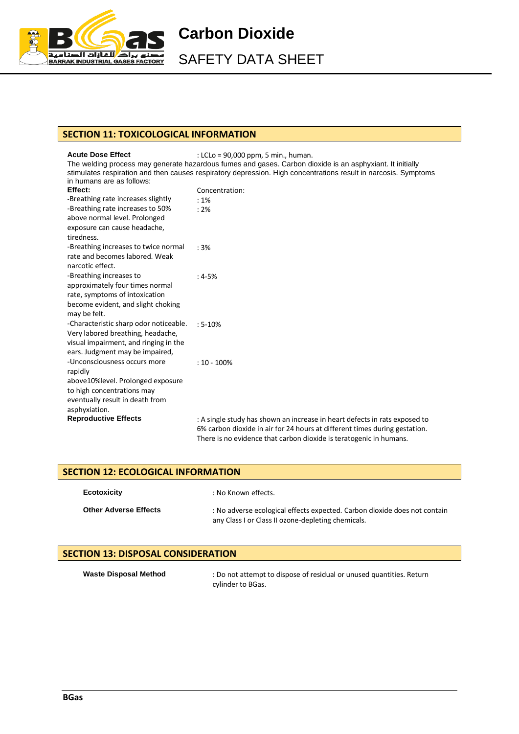## SECTION 11: TOXICOLOGICAL INFORMATION

**Acute Dose Effect** : LCLo = 90,000 ppm, 5 min., human.

The welding process may generate hazardous fumes and gases. Carbon dioxide is an asphyxiant. It initially stimulates respiration and then causes respiratory depression. High concentrations result in narcosis. Symptoms in humans are as follows:

| **Effect:** | Concentration: |
|---|---|
| -Breathing rate increases slightly | : 1% |
| -Breathing rate increases to 50% above normal level. Prolonged exposure can cause headache, tiredness. | : 2% |
| -Breathing increases to twice normal rate and becomes labored. Weak narcotic effect. | : 3% |
| -Breathing increases to approximately four times normal rate, symptoms of intoxication become evident, and slight choking may be felt. | : 4-5% |
| -Characteristic sharp odor noticeable. Very labored breathing, headache, visual impairment, and ringing in the ears. Judgment may be impaired, | : 5-10% |
| -Unconsciousness occurs more rapidly above10%level. Prolonged exposure to high concentrations may eventually result in death from asphyxiation. | : 10 - 100% |

**Reproductive Effects** : A single study has shown an increase in heart defects in rats exposed to 6% carbon dioxide in air for 24 hours at different times during gestation. There is no evidence that carbon dioxide is teratogenic in humans.

## SECTION 12: ECOLOGICAL INFORMATION

**Ecotoxicity** : No Known effects.

**Other Adverse Effects** : No adverse ecological effects expected. Carbon dioxide does not contain any Class I or Class II ozone-depleting chemicals.

## SECTION 13: DISPOSAL CONSIDERATION

**Waste Disposal Method** : Do not attempt to dispose of residual or unused quantities. Return cylinder to BGas.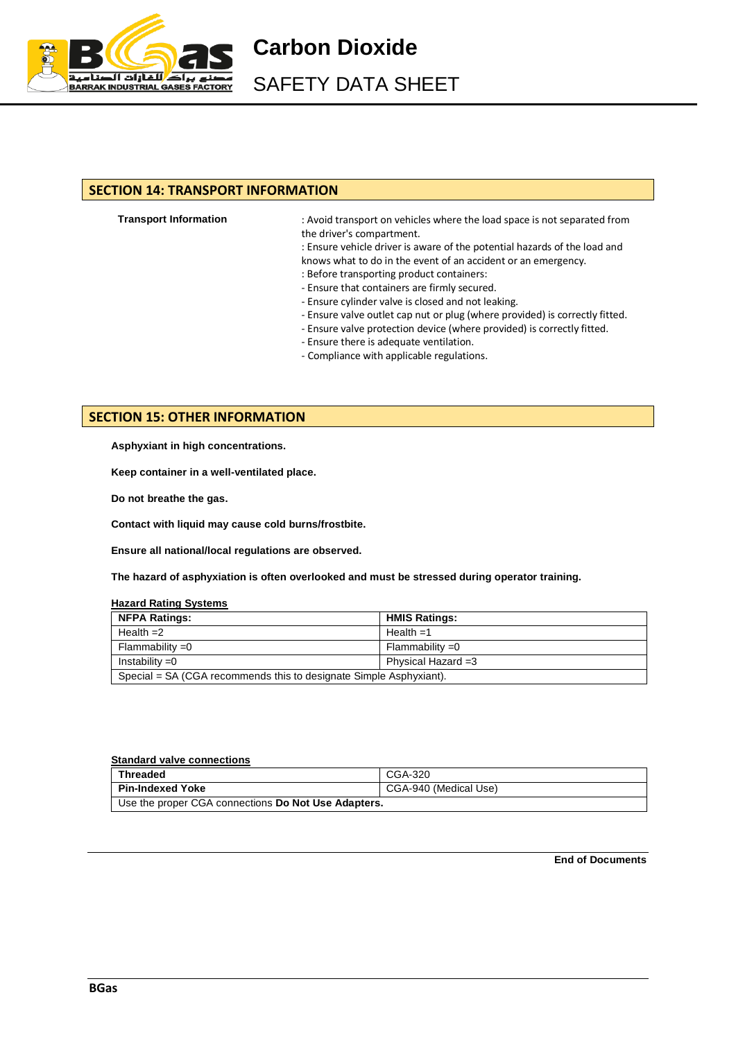## SECTION 14: TRANSPORT INFORMATION

**Transport Information**

: Avoid transport on vehicles where the load space is not separated from the driver's compartment.
: Ensure vehicle driver is aware of the potential hazards of the load and knows what to do in the event of an accident or an emergency.
: Before transporting product containers:
- Ensure that containers are firmly secured.
- Ensure cylinder valve is closed and not leaking.
- Ensure valve outlet cap nut or plug (where provided) is correctly fitted.
- Ensure valve protection device (where provided) is correctly fitted.
- Ensure there is adequate ventilation.
- Compliance with applicable regulations.

## SECTION 15: OTHER INFORMATION

**Asphyxiant in high concentrations.**

**Keep container in a well-ventilated place.**

**Do not breathe the gas.**

**Contact with liquid may cause cold burns/frostbite.**

**Ensure all national/local regulations are observed.**

**The hazard of asphyxiation is often overlooked and must be stressed during operator training.**

**Hazard Rating Systems**

| **NFPA Ratings:** | **HMIS Ratings:** |
|---|---|
| Health =2 | Health =1 |
| Flammability =0 | Flammability =0 |
| Instability =0 | Physical Hazard =3 |
| Special = SA (CGA recommends this to designate Simple Asphyxiant). | |

**Standard valve connections**

| | |
|---|---|
| **Threaded** | CGA-320 |
| **Pin-Indexed Yoke** | CGA-940 (Medical Use) |
| Use the proper CGA connections **Do Not Use Adapters.** | |

**End of Documents**